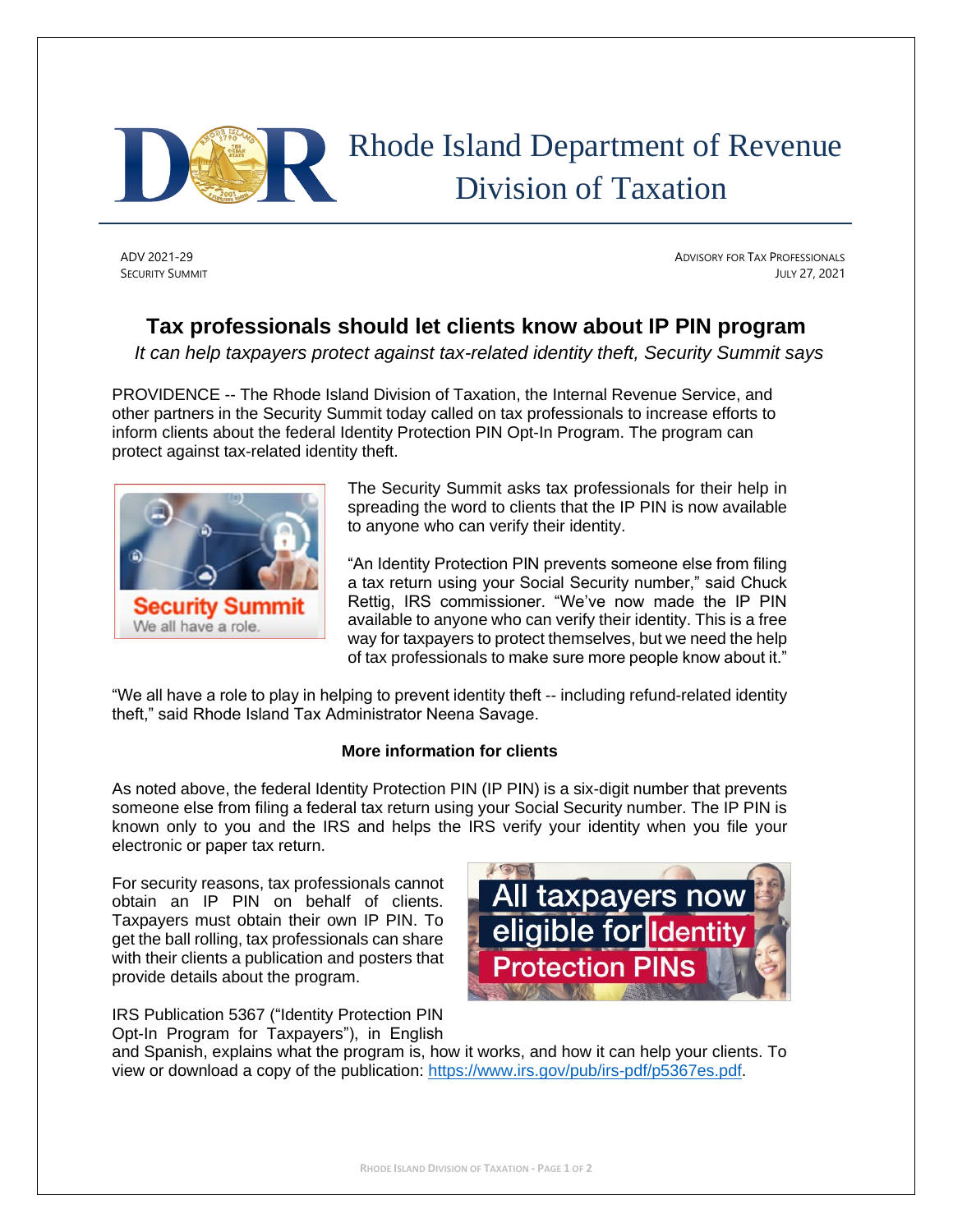# Rhode Island Department of Revenue
## Division of Taxation

ADV 2021-29
SECURITY SUMMIT

ADVISORY FOR TAX PROFESSIONALS
JULY 27, 2021

## Tax professionals should let clients know about IP PIN program

*It can help taxpayers protect against tax-related identity theft, Security Summit says*

PROVIDENCE -- The Rhode Island Division of Taxation, the Internal Revenue Service, and other partners in the Security Summit today called on tax professionals to increase efforts to inform clients about the federal Identity Protection PIN Opt-In Program. The program can protect against tax-related identity theft.

The Security Summit asks tax professionals for their help in spreading the word to clients that the IP PIN is now available to anyone who can verify their identity.

"An Identity Protection PIN prevents someone else from filing a tax return using your Social Security number," said Chuck Rettig, IRS commissioner. "We've now made the IP PIN available to anyone who can verify their identity. This is a free way for taxpayers to protect themselves, but we need the help of tax professionals to make sure more people know about it."

"We all have a role to play in helping to prevent identity theft -- including refund-related identity theft," said Rhode Island Tax Administrator Neena Savage.

**More information for clients**

As noted above, the federal Identity Protection PIN (IP PIN) is a six-digit number that prevents someone else from filing a federal tax return using your Social Security number. The IP PIN is known only to you and the IRS and helps the IRS verify your identity when you file your electronic or paper tax return.

For security reasons, tax professionals cannot obtain an IP PIN on behalf of clients. Taxpayers must obtain their own IP PIN. To get the ball rolling, tax professionals can share with their clients a publication and posters that provide details about the program.

IRS Publication 5367 ("Identity Protection PIN Opt-In Program for Taxpayers"), in English and Spanish, explains what the program is, how it works, and how it can help your clients. To view or download a copy of the publication: https://www.irs.gov/pub/irs-pdf/p5367es.pdf.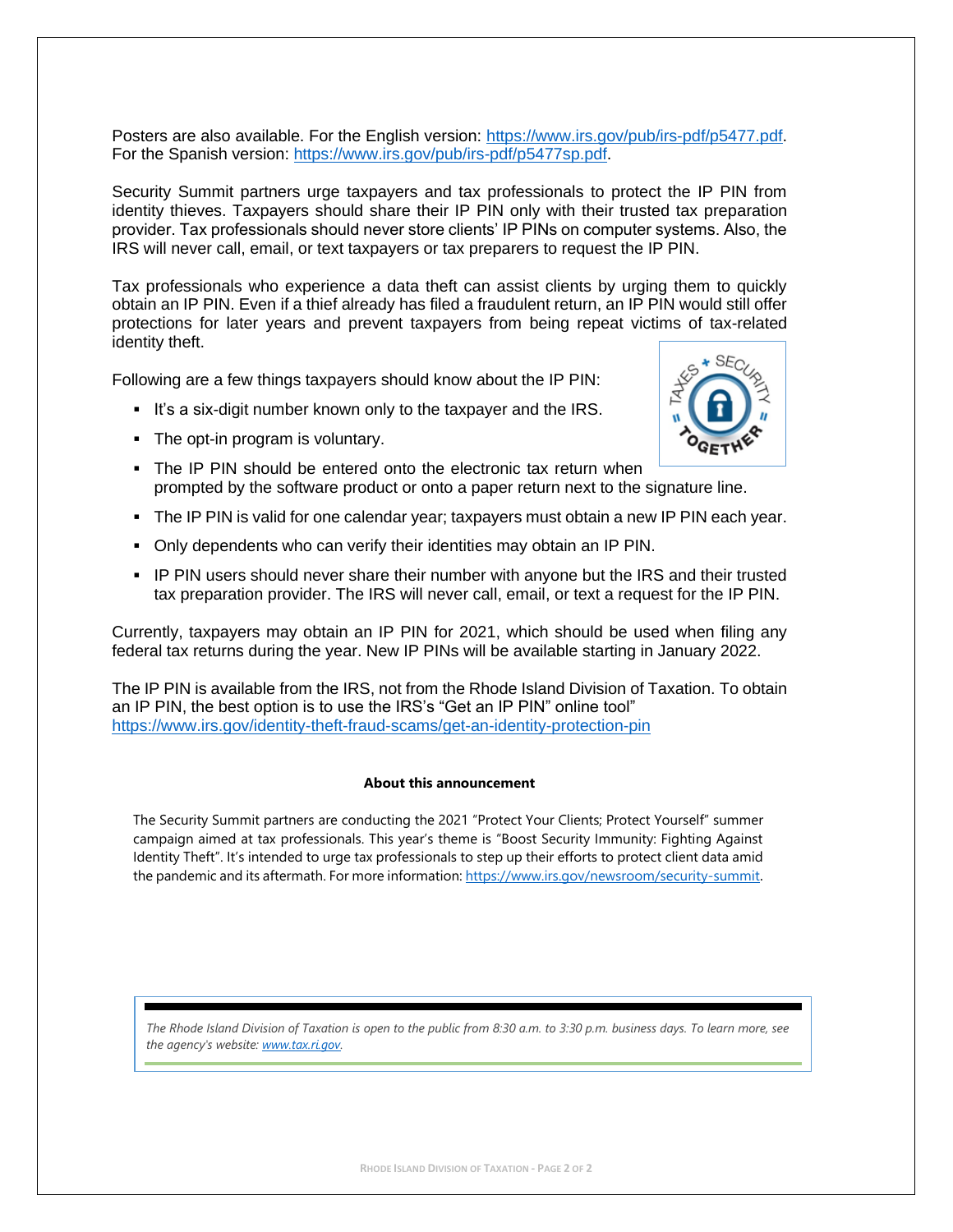Posters are also available. For the English version: https://www.irs.gov/pub/irs-pdf/p5477.pdf. For the Spanish version: https://www.irs.gov/pub/irs-pdf/p5477sp.pdf.

Security Summit partners urge taxpayers and tax professionals to protect the IP PIN from identity thieves. Taxpayers should share their IP PIN only with their trusted tax preparation provider. Tax professionals should never store clients' IP PINs on computer systems. Also, the IRS will never call, email, or text taxpayers or tax preparers to request the IP PIN.

Tax professionals who experience a data theft can assist clients by urging them to quickly obtain an IP PIN. Even if a thief already has filed a fraudulent return, an IP PIN would still offer protections for later years and prevent taxpayers from being repeat victims of tax-related identity theft.

Following are a few things taxpayers should know about the IP PIN:

- It's a six-digit number known only to the taxpayer and the IRS.
- The opt-in program is voluntary.
- The IP PIN should be entered onto the electronic tax return when prompted by the software product or onto a paper return next to the signature line.
- The IP PIN is valid for one calendar year; taxpayers must obtain a new IP PIN each year.
- Only dependents who can verify their identities may obtain an IP PIN.
- IP PIN users should never share their number with anyone but the IRS and their trusted tax preparation provider. The IRS will never call, email, or text a request for the IP PIN.

Currently, taxpayers may obtain an IP PIN for 2021, which should be used when filing any federal tax returns during the year. New IP PINs will be available starting in January 2022.

The IP PIN is available from the IRS, not from the Rhode Island Division of Taxation. To obtain an IP PIN, the best option is to use the IRS's "Get an IP PIN" online tool" https://www.irs.gov/identity-theft-fraud-scams/get-an-identity-protection-pin

**About this announcement**

The Security Summit partners are conducting the 2021 "Protect Your Clients; Protect Yourself" summer campaign aimed at tax professionals. This year's theme is "Boost Security Immunity: Fighting Against Identity Theft". It's intended to urge tax professionals to step up their efforts to protect client data amid the pandemic and its aftermath. For more information: https://www.irs.gov/newsroom/security-summit.

*The Rhode Island Division of Taxation is open to the public from 8:30 a.m. to 3:30 p.m. business days. To learn more, see the agency's website: www.tax.ri.gov.*